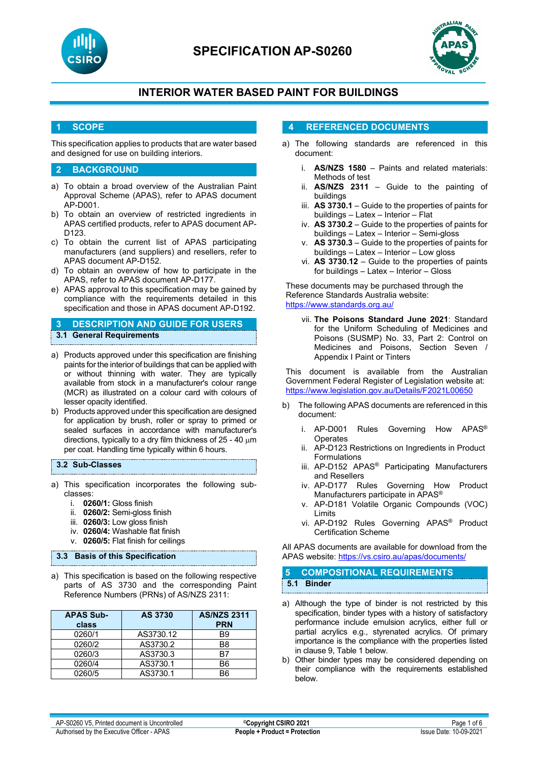# SPECIFICATION AP-S0260

## INTERIOR WATER BASED PAINT FOR BUILDINGS

## 1 SCOPE

This specification applies to products that are water based and designed for use on building interiors.

## 2 BACKGROUND

a) To obtain a broad overview of the Australian Paint Approval Scheme (APAS), refer to APAS document AP-D001.
b) To obtain an overview of restricted ingredients in APAS certified products, refer to APAS document AP-D123.
c) To obtain the current list of APAS participating manufacturers (and suppliers) and resellers, refer to APAS document AP-D152.
d) To obtain an overview of how to participate in the APAS, refer to APAS document AP-D177.
e) APAS approval to this specification may be gained by compliance with the requirements detailed in this specification and those in APAS document AP-D192.

## 3 DESCRIPTION AND GUIDE FOR USERS

### 3.1 General Requirements

a) Products approved under this specification are finishing paints for the interior of buildings that can be applied with or without thinning with water. They are typically available from stock in a manufacturer's colour range (MCR) as illustrated on a colour card with colours of lesser opacity identified.
b) Products approved under this specification are designed for application by brush, roller or spray to primed or sealed surfaces in accordance with manufacturer's directions, typically to a dry film thickness of 25 - 40 μm per coat. Handling time typically within 6 hours.

### 3.2 Sub-Classes

a) This specification incorporates the following sub-classes:
   i. **0260/1:** Gloss finish
   ii. **0260/2:** Semi-gloss finish
   iii. **0260/3:** Low gloss finish
   iv. **0260/4:** Washable flat finish
   v. **0260/5:** Flat finish for ceilings

### 3.3 Basis of this Specification

a) This specification is based on the following respective parts of AS 3730 and the corresponding Paint Reference Numbers (PRNs) of AS/NZS 2311:

| APAS Sub-class | AS 3730 | AS/NZS 2311 PRN |
|---|---|---|
| 0260/1 | AS3730.12 | B9 |
| 0260/2 | AS3730.2 | B8 |
| 0260/3 | AS3730.3 | B7 |
| 0260/4 | AS3730.1 | B6 |
| 0260/5 | AS3730.1 | B6 |

## 4 REFERENCED DOCUMENTS

a) The following standards are referenced in this document:
   i. **AS/NZS 1580** – Paints and related materials: Methods of test
   ii. **AS/NZS 2311** – Guide to the painting of buildings
   iii. **AS 3730.1** – Guide to the properties of paints for buildings – Latex – Interior – Flat
   iv. **AS 3730.2** – Guide to the properties of paints for buildings – Latex – Interior – Semi-gloss
   v. **AS 3730.3** – Guide to the properties of paints for buildings – Latex – Interior – Low gloss
   vi. **AS 3730.12** – Guide to the properties of paints for buildings – Latex – Interior – Gloss

   These documents may be purchased through the Reference Standards Australia website: https://www.standards.org.au/

   vii. **The Poisons Standard June 2021**: Standard for the Uniform Scheduling of Medicines and Poisons (SUSMP) No. 33, Part 2: Control on Medicines and Poisons, Section Seven / Appendix I Paint or Tinters

   This document is available from the Australian Government Federal Register of Legislation website at: https://www.legislation.gov.au/Details/F2021L00650

b) The following APAS documents are referenced in this document:
   i. AP-D001 Rules Governing How APAS® Operates
   ii. AP-D123 Restrictions on Ingredients in Product Formulations
   iii. AP-D152 APAS® Participating Manufacturers and Resellers
   iv. AP-D177 Rules Governing How Product Manufacturers participate in APAS®
   v. AP-D181 Volatile Organic Compounds (VOC) Limits
   vi. AP-D192 Rules Governing APAS® Product Certification Scheme

All APAS documents are available for download from the APAS website: https://vs.csiro.au/apas/documents/

## 5 COMPOSITIONAL REQUIREMENTS

### 5.1 Binder

a) Although the type of binder is not restricted by this specification, binder types with a history of satisfactory performance include emulsion acrylics, either full or partial acrylics e.g., styrenated acrylics. Of primary importance is the compliance with the properties listed in clause 9, Table 1 below.
b) Other binder types may be considered depending on their compliance with the requirements established below.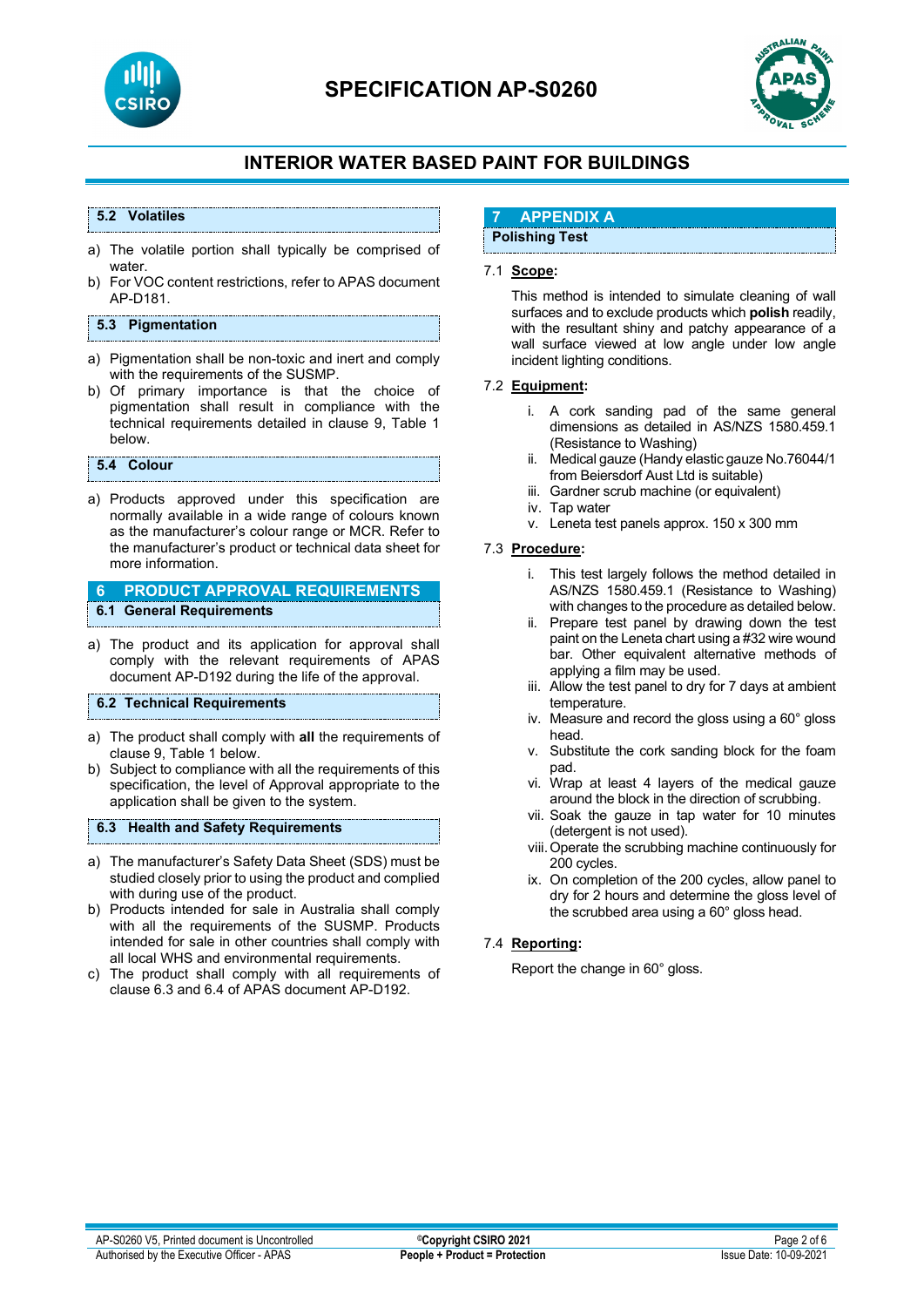### 5.2 Volatiles

a) The volatile portion shall typically be comprised of water.
b) For VOC content restrictions, refer to APAS document AP-D181.

### 5.3 Pigmentation

a) Pigmentation shall be non-toxic and inert and comply with the requirements of the SUSMP.
b) Of primary importance is that the choice of pigmentation shall result in compliance with the technical requirements detailed in clause 9, Table 1 below.

### 5.4 Colour

a) Products approved under this specification are normally available in a wide range of colours known as the manufacturer's colour range or MCR. Refer to the manufacturer's product or technical data sheet for more information.

## 6 PRODUCT APPROVAL REQUIREMENTS

### 6.1 General Requirements

a) The product and its application for approval shall comply with the relevant requirements of APAS document AP-D192 during the life of the approval.

### 6.2 Technical Requirements

a) The product shall comply with **all** the requirements of clause 9, Table 1 below.
b) Subject to compliance with all the requirements of this specification, the level of Approval appropriate to the application shall be given to the system.

### 6.3 Health and Safety Requirements

a) The manufacturer's Safety Data Sheet (SDS) must be studied closely prior to using the product and complied with during use of the product.
b) Products intended for sale in Australia shall comply with all the requirements of the SUSMP. Products intended for sale in other countries shall comply with all local WHS and environmental requirements.
c) The product shall comply with all requirements of clause 6.3 and 6.4 of APAS document AP-D192.

## 7 APPENDIX A

### Polishing Test

7.1 **Scope:**

This method is intended to simulate cleaning of wall surfaces and to exclude products which **polish** readily, with the resultant shiny and patchy appearance of a wall surface viewed at low angle under low angle incident lighting conditions.

7.2 **Equipment:**

i. A cork sanding pad of the same general dimensions as detailed in AS/NZS 1580.459.1 (Resistance to Washing)
ii. Medical gauze (Handy elastic gauze No.76044/1 from Beiersdorf Aust Ltd is suitable)
iii. Gardner scrub machine (or equivalent)
iv. Tap water
v. Leneta test panels approx. 150 x 300 mm

7.3 **Procedure:**

i. This test largely follows the method detailed in AS/NZS 1580.459.1 (Resistance to Washing) with changes to the procedure as detailed below.
ii. Prepare test panel by drawing down the test paint on the Leneta chart using a #32 wire wound bar. Other equivalent alternative methods of applying a film may be used.
iii. Allow the test panel to dry for 7 days at ambient temperature.
iv. Measure and record the gloss using a 60° gloss head.
v. Substitute the cork sanding block for the foam pad.
vi. Wrap at least 4 layers of the medical gauze around the block in the direction of scrubbing.
vii. Soak the gauze in tap water for 10 minutes (detergent is not used).
viii. Operate the scrubbing machine continuously for 200 cycles.
ix. On completion of the 200 cycles, allow panel to dry for 2 hours and determine the gloss level of the scrubbed area using a 60° gloss head.

7.4 **Reporting:**

Report the change in 60° gloss.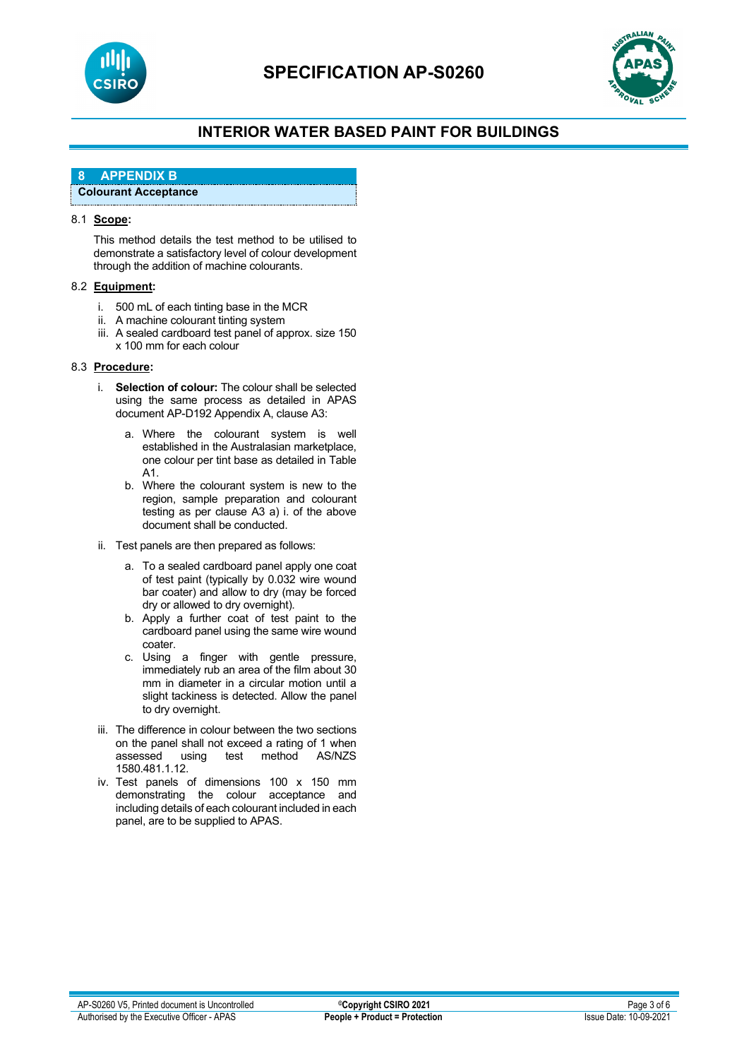## 8 APPENDIX B

### Colourant Acceptance

8.1 **Scope:**

This method details the test method to be utilised to demonstrate a satisfactory level of colour development through the addition of machine colourants.

8.2 **Equipment:**

i. 500 mL of each tinting base in the MCR
ii. A machine colourant tinting system
iii. A sealed cardboard test panel of approx. size 150 x 100 mm for each colour

8.3 **Procedure:**

i. **Selection of colour:** The colour shall be selected using the same process as detailed in APAS document AP-D192 Appendix A, clause A3:

   a. Where the colourant system is well established in the Australasian marketplace, one colour per tint base as detailed in Table A1.
   b. Where the colourant system is new to the region, sample preparation and colourant testing as per clause A3 a) i. of the above document shall be conducted.

ii. Test panels are then prepared as follows:

   a. To a sealed cardboard panel apply one coat of test paint (typically by 0.032 wire wound bar coater) and allow to dry (may be forced dry or allowed to dry overnight).
   b. Apply a further coat of test paint to the cardboard panel using the same wire wound coater.
   c. Using a finger with gentle pressure, immediately rub an area of the film about 30 mm in diameter in a circular motion until a slight tackiness is detected. Allow the panel to dry overnight.

iii. The difference in colour between the two sections on the panel shall not exceed a rating of 1 when assessed using test method AS/NZS 1580.481.1.12.

iv. Test panels of dimensions 100 x 150 mm demonstrating the colour acceptance and including details of each colourant included in each panel, are to be supplied to APAS.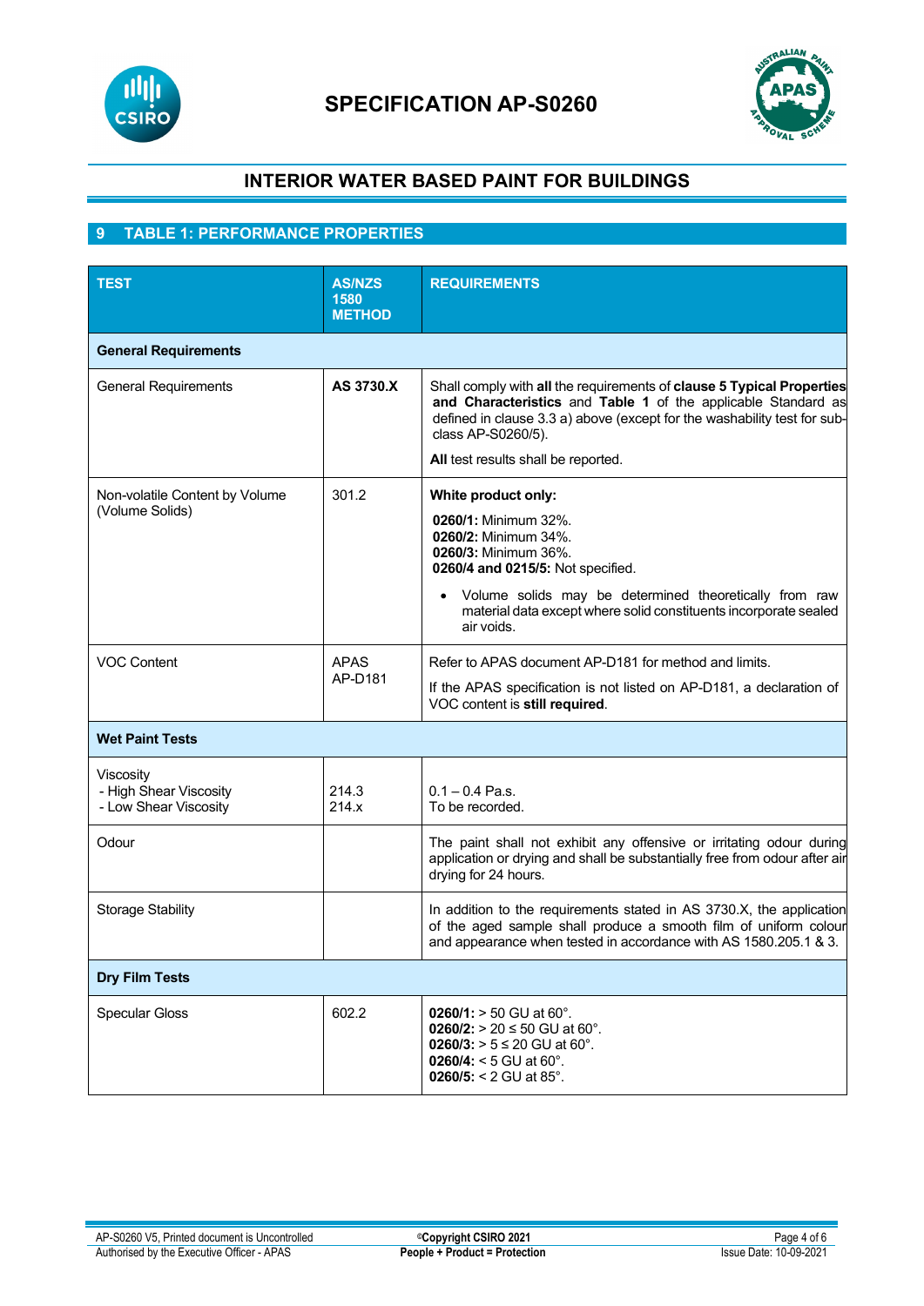# SPECIFICATION AP-S0260

## INTERIOR WATER BASED PAINT FOR BUILDINGS

## 9 TABLE 1: PERFORMANCE PROPERTIES

| TEST | AS/NZS 1580 METHOD | REQUIREMENTS |
|---|---|---|
| **General Requirements** | | |
| General Requirements | **AS 3730.X** | Shall comply with **all** the requirements of **clause 5 Typical Properties and Characteristics** and **Table 1** of the applicable Standard as defined in clause 3.3 a) above (except for the washability test for sub-class AP-S0260/5).<br><br>**All** test results shall be reported. |
| Non-volatile Content by Volume (Volume Solids) | 301.2 | **White product only:**<br><br>**0260/1:** Minimum 32%.<br>**0260/2:** Minimum 34%.<br>**0260/3:** Minimum 36%.<br>**0260/4 and 0215/5:** Not specified.<br><br>• Volume solids may be determined theoretically from raw material data except where solid constituents incorporate sealed air voids. |
| VOC Content | APAS AP-D181 | Refer to APAS document AP-D181 for method and limits.<br><br>If the APAS specification is not listed on AP-D181, a declaration of VOC content is **still required**. |
| **Wet Paint Tests** | | |
| Viscosity<br>- High Shear Viscosity<br>- Low Shear Viscosity | <br>214.3<br>214.x | <br>0.1 – 0.4 Pa.s.<br>To be recorded. |
| Odour | | The paint shall not exhibit any offensive or irritating odour during application or drying and shall be substantially free from odour after air drying for 24 hours. |
| Storage Stability | | In addition to the requirements stated in AS 3730.X, the application of the aged sample shall produce a smooth film of uniform colour and appearance when tested in accordance with AS 1580.205.1 & 3. |
| **Dry Film Tests** | | |
| Specular Gloss | 602.2 | **0260/1:** > 50 GU at 60°.<br>**0260/2:** > 20 ≤ 50 GU at 60°.<br>**0260/3:** > 5 ≤ 20 GU at 60°.<br>**0260/4:** < 5 GU at 60°.<br>**0260/5:** < 2 GU at 85°. |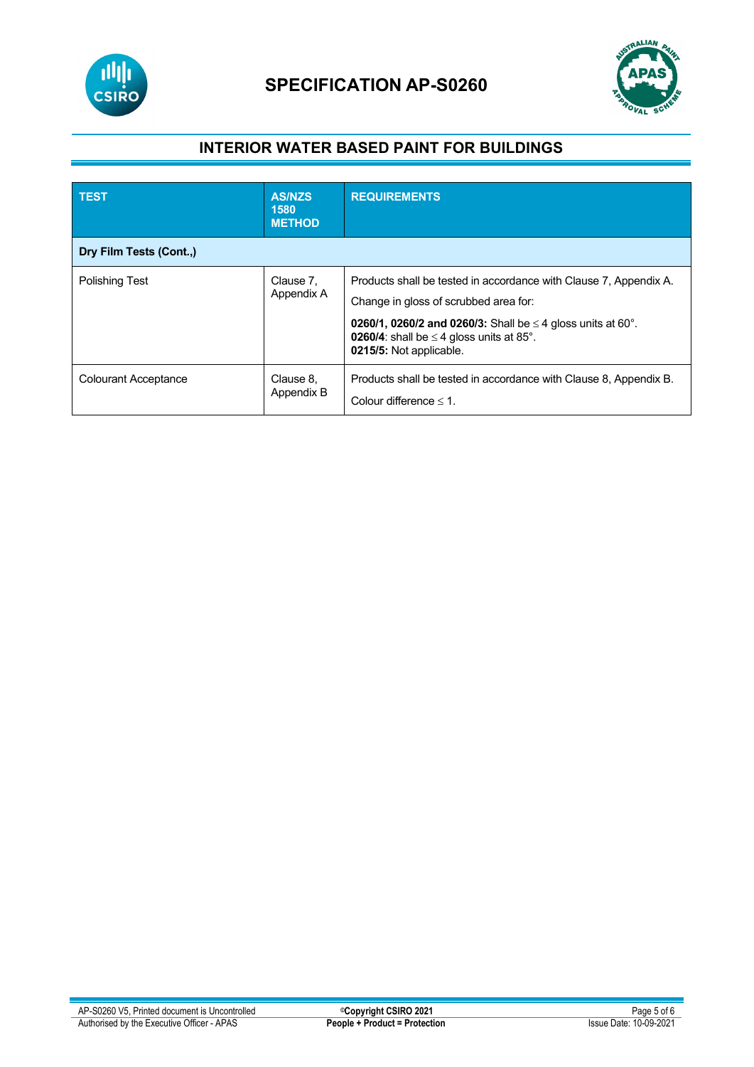# SPECIFICATION AP-S0260

## INTERIOR WATER BASED PAINT FOR BUILDINGS

| TEST | AS/NZS 1580 METHOD | REQUIREMENTS |
|---|---|---|
| **Dry Film Tests (Cont.,)** | | |
| Polishing Test | Clause 7, Appendix A | Products shall be tested in accordance with Clause 7, Appendix A.<br>Change in gloss of scrubbed area for:<br>**0260/1, 0260/2 and 0260/3:** Shall be ≤ 4 gloss units at 60°.<br>**0260/4**: shall be ≤ 4 gloss units at 85°.<br>**0215/5:** Not applicable. |
| Colourant Acceptance | Clause 8, Appendix B | Products shall be tested in accordance with Clause 8, Appendix B.<br>Colour difference ≤ 1. |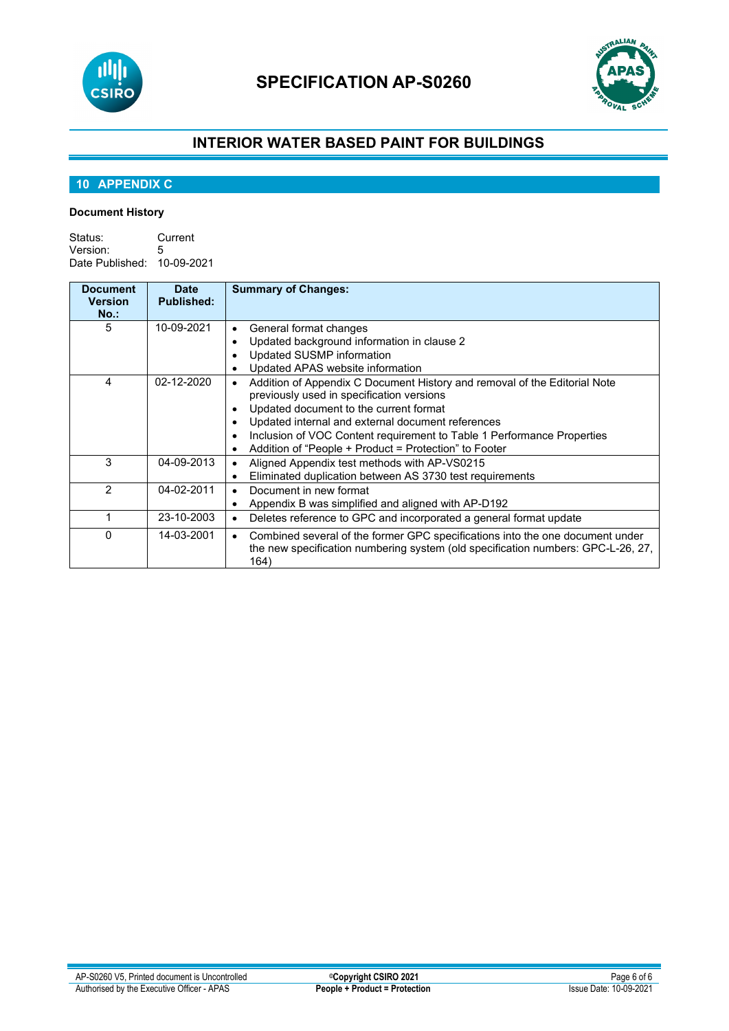## 10 APPENDIX C

**Document History**

Status: Current
Version: 5
Date Published: 10-09-2021

| Document Version No.: | Date Published: | Summary of Changes: |
|---|---|---|
| 5 | 10-09-2021 | • General format changes<br>• Updated background information in clause 2<br>• Updated SUSMP information<br>• Updated APAS website information |
| 4 | 02-12-2020 | • Addition of Appendix C Document History and removal of the Editorial Note previously used in specification versions<br>• Updated document to the current format<br>• Updated internal and external document references<br>• Inclusion of VOC Content requirement to Table 1 Performance Properties<br>• Addition of "People + Product = Protection" to Footer |
| 3 | 04-09-2013 | • Aligned Appendix test methods with AP-VS0215<br>• Eliminated duplication between AS 3730 test requirements |
| 2 | 04-02-2011 | • Document in new format<br>• Appendix B was simplified and aligned with AP-D192 |
| 1 | 23-10-2003 | • Deletes reference to GPC and incorporated a general format update |
| 0 | 14-03-2001 | • Combined several of the former GPC specifications into the one document under the new specification numbering system (old specification numbers: GPC-L-26, 27, 164) |